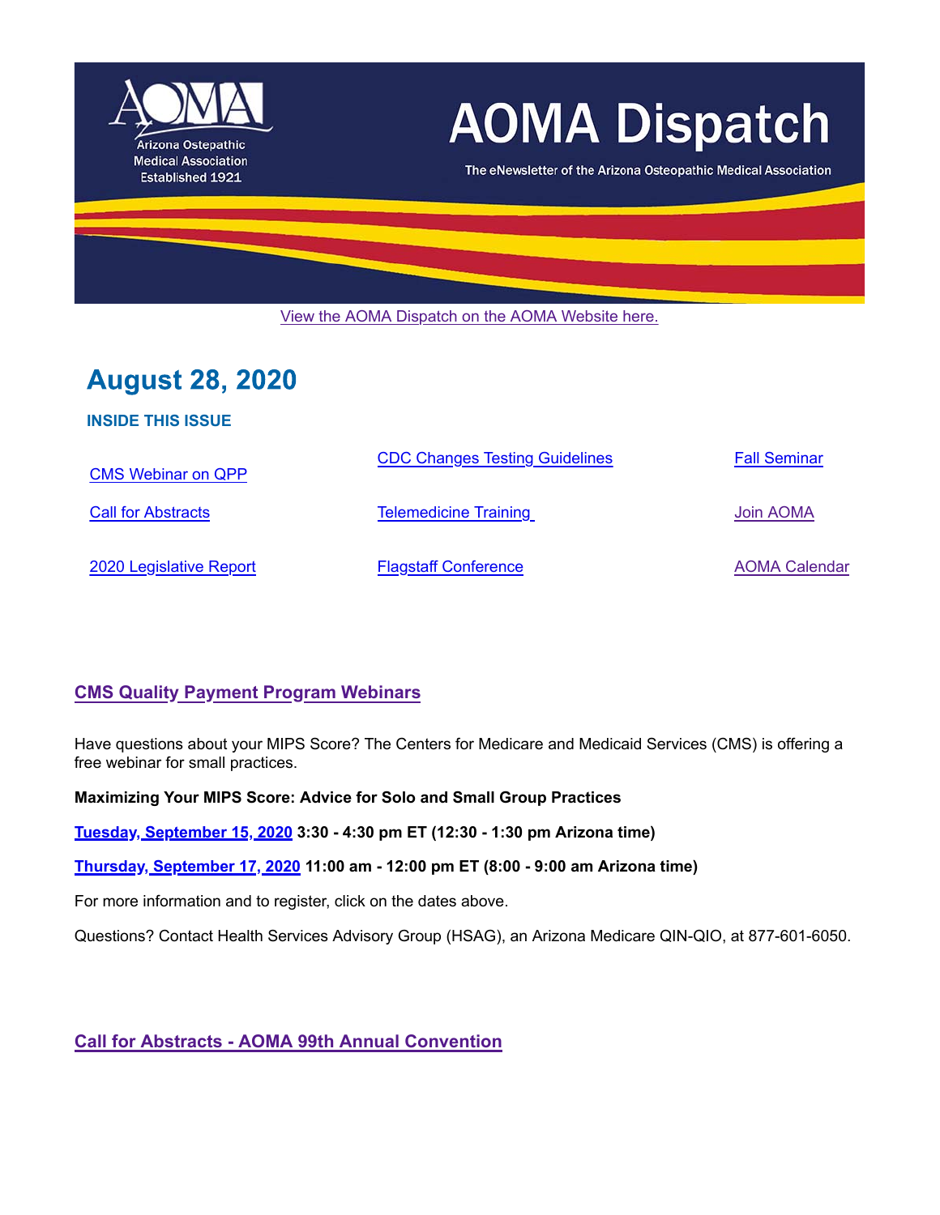# AOMA Dispatch

Arizona Osteopathic Medical Association
Established 1921

The eNewsletter of the Arizona Osteopathic Medical Association

View the AOMA Dispatch on the AOMA Website here.

## August 28, 2020

### INSIDE THIS ISSUE

| | | |
|---|---|---|
| CMS Webinar on QPP | CDC Changes Testing Guidelines | Fall Seminar |
| Call for Abstracts | Telemedicine Training | Join AOMA |
| 2020 Legislative Report | Flagstaff Conference | AOMA Calendar |

## CMS Quality Payment Program Webinars

Have questions about your MIPS Score? The Centers for Medicare and Medicaid Services (CMS) is offering a free webinar for small practices.

**Maximizing Your MIPS Score: Advice for Solo and Small Group Practices**

**Tuesday, September 15, 2020 3:30 - 4:30 pm ET (12:30 - 1:30 pm Arizona time)**

**Thursday, September 17, 2020 11:00 am - 12:00 pm ET (8:00 - 9:00 am Arizona time)**

For more information and to register, click on the dates above.

Questions? Contact Health Services Advisory Group (HSAG), an Arizona Medicare QIN-QIO, at 877-601-6050.

## Call for Abstracts - AOMA 99th Annual Convention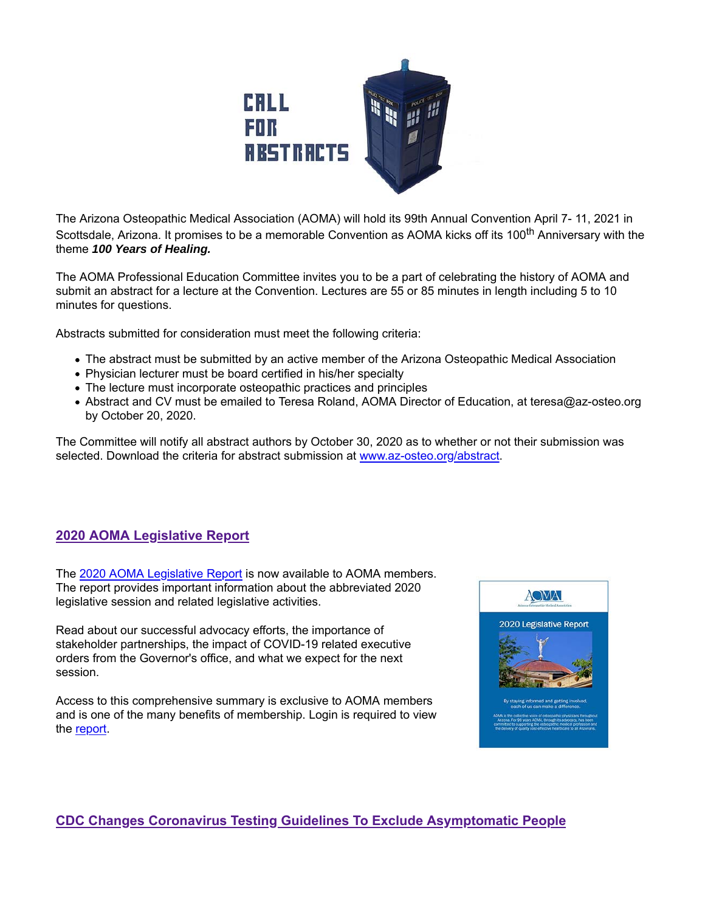# CALL FOR ABSTRACTS

The Arizona Osteopathic Medical Association (AOMA) will hold its 99th Annual Convention April 7- 11, 2021 in Scottsdale, Arizona. It promises to be a memorable Convention as AOMA kicks off its 100th Anniversary with the theme ***100 Years of Healing.***

The AOMA Professional Education Committee invites you to be a part of celebrating the history of AOMA and submit an abstract for a lecture at the Convention. Lectures are 55 or 85 minutes in length including 5 to 10 minutes for questions.

Abstracts submitted for consideration must meet the following criteria:

- The abstract must be submitted by an active member of the Arizona Osteopathic Medical Association
- Physician lecturer must be board certified in his/her specialty
- The lecture must incorporate osteopathic practices and principles
- Abstract and CV must be emailed to Teresa Roland, AOMA Director of Education, at teresa@az-osteo.org by October 20, 2020.

The Committee will notify all abstract authors by October 30, 2020 as to whether or not their submission was selected. Download the criteria for abstract submission at www.az-osteo.org/abstract.

## 2020 AOMA Legislative Report

The 2020 AOMA Legislative Report is now available to AOMA members. The report provides important information about the abbreviated 2020 legislative session and related legislative activities.

Read about our successful advocacy efforts, the importance of stakeholder partnerships, the impact of COVID-19 related executive orders from the Governor's office, and what we expect for the next session.

Access to this comprehensive summary is exclusive to AOMA members and is one of the many benefits of membership. Login is required to view the report.

## CDC Changes Coronavirus Testing Guidelines To Exclude Asymptomatic People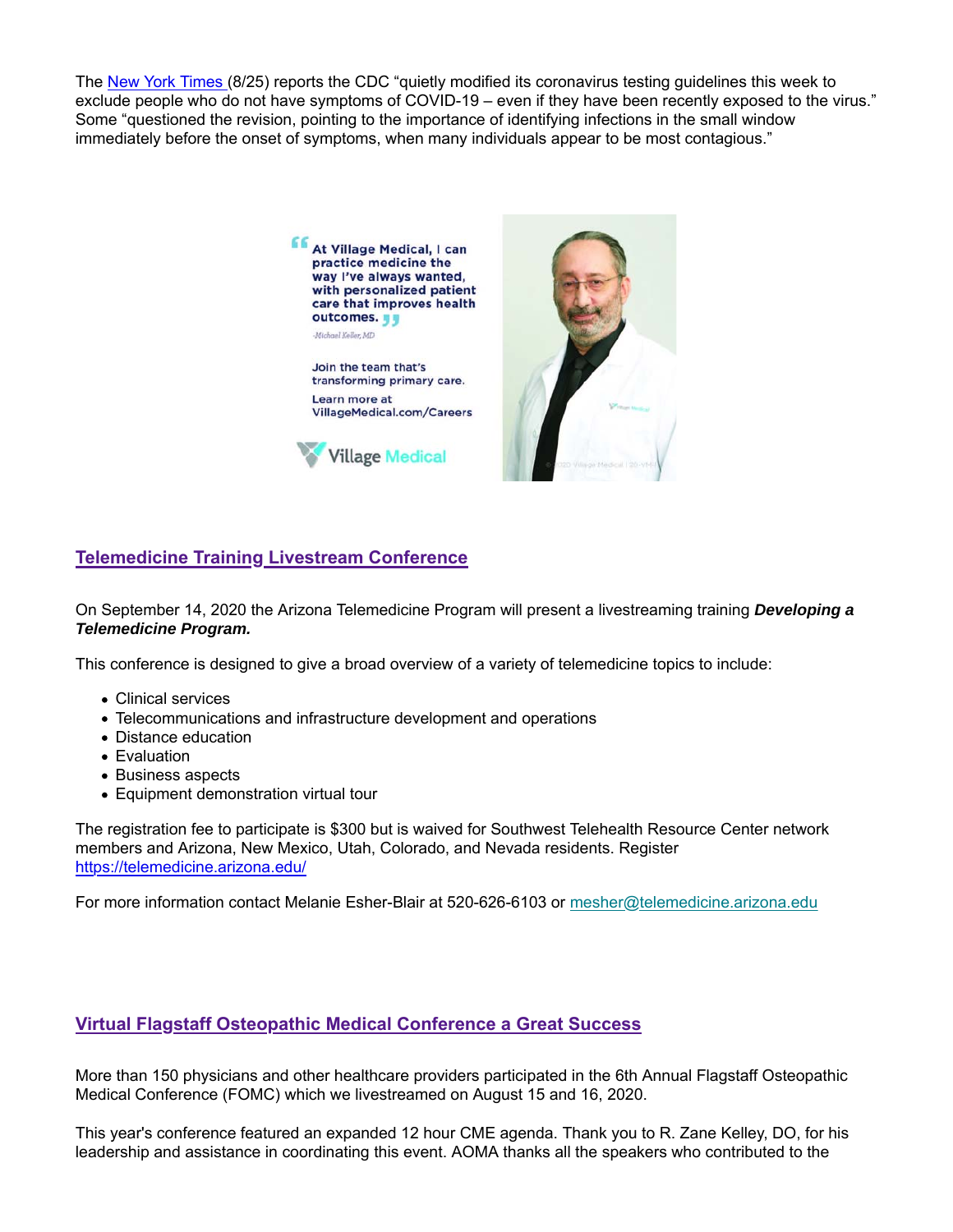The [New York Times](#) (8/25) reports the CDC "quietly modified its coronavirus testing guidelines this week to exclude people who do not have symptoms of COVID-19 – even if they have been recently exposed to the virus." Some "questioned the revision, pointing to the importance of identifying infections in the small window immediately before the onset of symptoms, when many individuals appear to be most contagious."

"At Village Medical, I can practice medicine the way I've always wanted, with personalized patient care that improves health outcomes."

-Michael Keller, MD

Join the team that's transforming primary care.

Learn more at VillageMedical.com/Careers

Village Medical

## Telemedicine Training Livestream Conference

On September 14, 2020 the Arizona Telemedicine Program will present a livestreaming training ***Developing a Telemedicine Program.***

This conference is designed to give a broad overview of a variety of telemedicine topics to include:

- Clinical services
- Telecommunications and infrastructure development and operations
- Distance education
- Evaluation
- Business aspects
- Equipment demonstration virtual tour

The registration fee to participate is $300 but is waived for Southwest Telehealth Resource Center network members and Arizona, New Mexico, Utah, Colorado, and Nevada residents. Register https://telemedicine.arizona.edu/

For more information contact Melanie Esher-Blair at 520-626-6103 or mesher@telemedicine.arizona.edu

## Virtual Flagstaff Osteopathic Medical Conference a Great Success

More than 150 physicians and other healthcare providers participated in the 6th Annual Flagstaff Osteopathic Medical Conference (FOMC) which we livestreamed on August 15 and 16, 2020.

This year's conference featured an expanded 12 hour CME agenda. Thank you to R. Zane Kelley, DO, for his leadership and assistance in coordinating this event. AOMA thanks all the speakers who contributed to the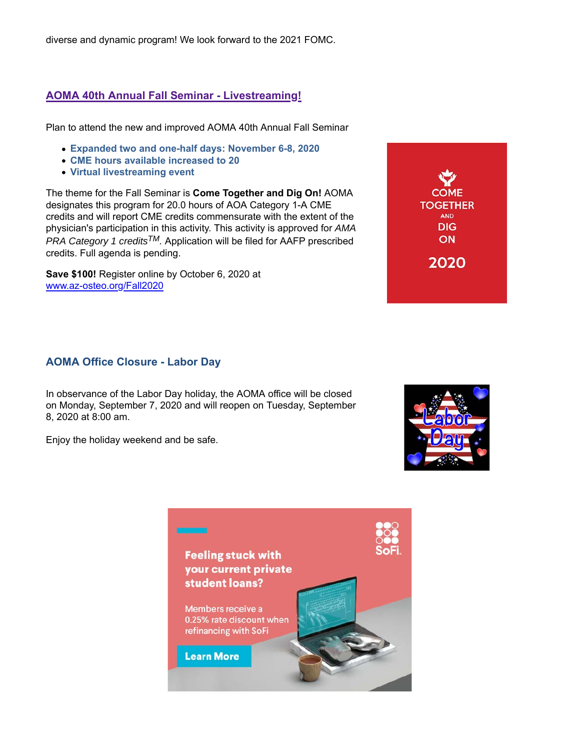diverse and dynamic program! We look forward to the 2021 FOMC.

## [AOMA 40th Annual Fall Seminar - Livestreaming!](www.az-osteo.org/Fall2020)

Plan to attend the new and improved AOMA 40th Annual Fall Seminar

- **Expanded two and one-half days: November 6-8, 2020**
- **CME hours available increased to 20**
- **Virtual livestreaming event**

The theme for the Fall Seminar is **Come Together and Dig On!** AOMA designates this program for 20.0 hours of AOA Category 1-A CME credits and will report CME credits commensurate with the extent of the physician's participation in this activity. This activity is approved for *AMA PRA Category 1 credits™*. Application will be filed for AAFP prescribed credits. Full agenda is pending.

**Save $100!** Register online by October 6, 2020 at [www.az-osteo.org/Fall2020](www.az-osteo.org/Fall2020)

## AOMA Office Closure - Labor Day

In observance of the Labor Day holiday, the AOMA office will be closed on Monday, September 7, 2020 and will reopen on Tuesday, September 8, 2020 at 8:00 am.

Enjoy the holiday weekend and be safe.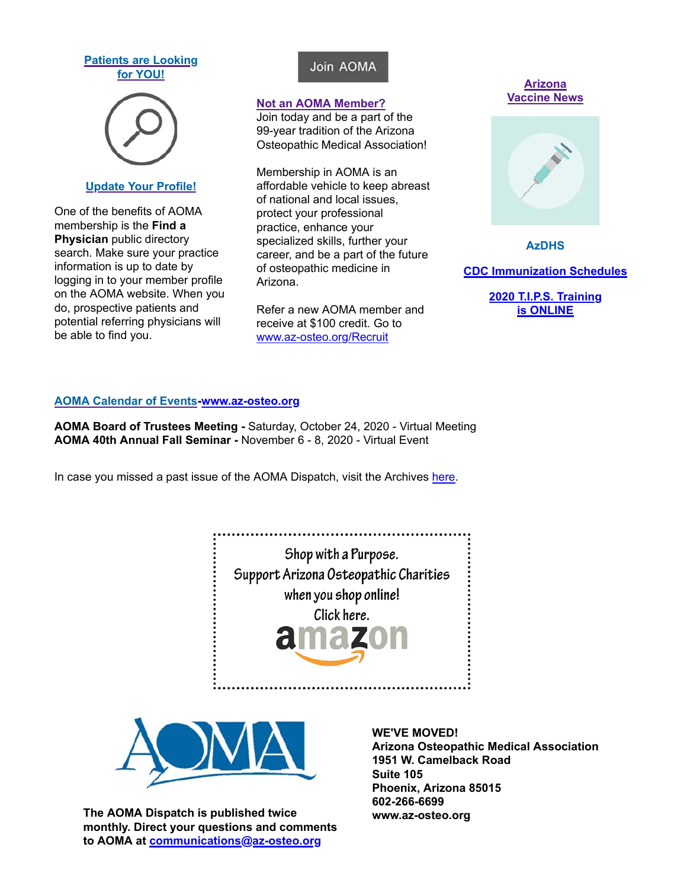**Patients are Looking for YOU!**

**Update Your Profile!**

One of the benefits of AOMA membership is the **Find a Physician** public directory search. Make sure your practice information is up to date by logging in to your member profile on the AOMA website. When you do, prospective patients and potential referring physicians will be able to find you.

Join AOMA

**Not an AOMA Member?**
Join today and be a part of the 99-year tradition of the Arizona Osteopathic Medical Association!

Membership in AOMA is an affordable vehicle to keep abreast of national and local issues, protect your professional practice, enhance your specialized skills, further your career, and be a part of the future of osteopathic medicine in Arizona.

Refer a new AOMA member and receive at $100 credit. Go to www.az-osteo.org/Recruit

**Arizona Vaccine News**

**AzDHS**

**CDC Immunization Schedules**

**2020 T.I.P.S. Training is ONLINE**

**AOMA Calendar of Events-www.az-osteo.org**

**AOMA Board of Trustees Meeting -** Saturday, October 24, 2020 - Virtual Meeting
**AOMA 40th Annual Fall Seminar -** November 6 - 8, 2020 - Virtual Event

In case you missed a past issue of the AOMA Dispatch, visit the Archives here.

Shop with a Purpose.
Support Arizona Osteopathic Charities when you shop online!
Click here.
amazon

AOMA

**The AOMA Dispatch is published twice monthly. Direct your questions and comments to AOMA at communications@az-osteo.org**

**WE'VE MOVED!**
**Arizona Osteopathic Medical Association**
**1951 W. Camelback Road**
**Suite 105**
**Phoenix, Arizona 85015**
**602-266-6699**
**www.az-osteo.org**